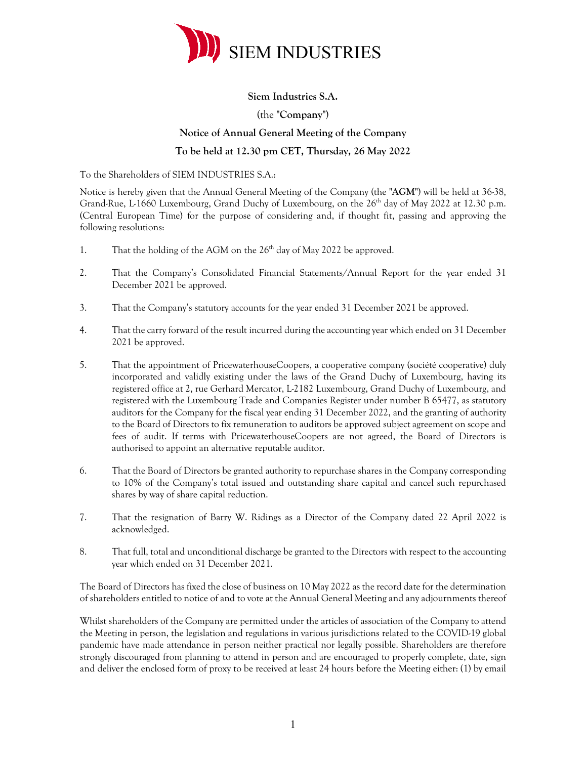SIEM INDUSTRIES

**Siem Industries S.A.**

(the "**Company**")

**Notice of Annual General Meeting of the Company**

**To be held at 12.30 pm CET, Thursday, 26 May 2022**

To the Shareholders of SIEM INDUSTRIES S.A.:

Notice is hereby given that the Annual General Meeting of the Company (the "**AGM**") will be held at 36-38, Grand-Rue, L-1660 Luxembourg, Grand Duchy of Luxembourg, on the 26th day of May 2022 at 12.30 p.m. (Central European Time) for the purpose of considering and, if thought fit, passing and approving the following resolutions:

1. That the holding of the AGM on the 26th day of May 2022 be approved.

2. That the Company's Consolidated Financial Statements/Annual Report for the year ended 31 December 2021 be approved.

3. That the Company's statutory accounts for the year ended 31 December 2021 be approved.

4. That the carry forward of the result incurred during the accounting year which ended on 31 December 2021 be approved.

5. That the appointment of PricewaterhouseCoopers, a cooperative company (société cooperative) duly incorporated and validly existing under the laws of the Grand Duchy of Luxembourg, having its registered office at 2, rue Gerhard Mercator, L-2182 Luxembourg, Grand Duchy of Luxembourg, and registered with the Luxembourg Trade and Companies Register under number B 65477, as statutory auditors for the Company for the fiscal year ending 31 December 2022, and the granting of authority to the Board of Directors to fix remuneration to auditors be approved subject agreement on scope and fees of audit. If terms with PricewaterhouseCoopers are not agreed, the Board of Directors is authorised to appoint an alternative reputable auditor.

6. That the Board of Directors be granted authority to repurchase shares in the Company corresponding to 10% of the Company's total issued and outstanding share capital and cancel such repurchased shares by way of share capital reduction.

7. That the resignation of Barry W. Ridings as a Director of the Company dated 22 April 2022 is acknowledged.

8. That full, total and unconditional discharge be granted to the Directors with respect to the accounting year which ended on 31 December 2021.

The Board of Directors has fixed the close of business on 10 May 2022 as the record date for the determination of shareholders entitled to notice of and to vote at the Annual General Meeting and any adjournments thereof

Whilst shareholders of the Company are permitted under the articles of association of the Company to attend the Meeting in person, the legislation and regulations in various jurisdictions related to the COVID-19 global pandemic have made attendance in person neither practical nor legally possible. Shareholders are therefore strongly discouraged from planning to attend in person and are encouraged to properly complete, date, sign and deliver the enclosed form of proxy to be received at least 24 hours before the Meeting either: (1) by email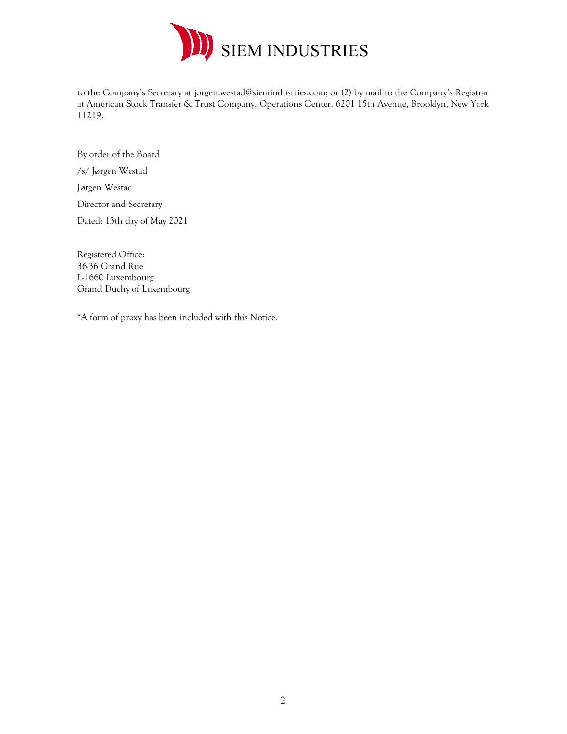to the Company's Secretary at jorgen.westad@siemindustries.com; or (2) by mail to the Company's Registrar at American Stock Transfer & Trust Company, Operations Center, 6201 15th Avenue, Brooklyn, New York 11219.

By order of the Board

/s/ Jørgen Westad

Jørgen Westad

Director and Secretary

Dated: 13th day of May 2021

Registered Office:
36-36 Grand Rue
L-1660 Luxembourg
Grand Duchy of Luxembourg

*A form of proxy has been included with this Notice.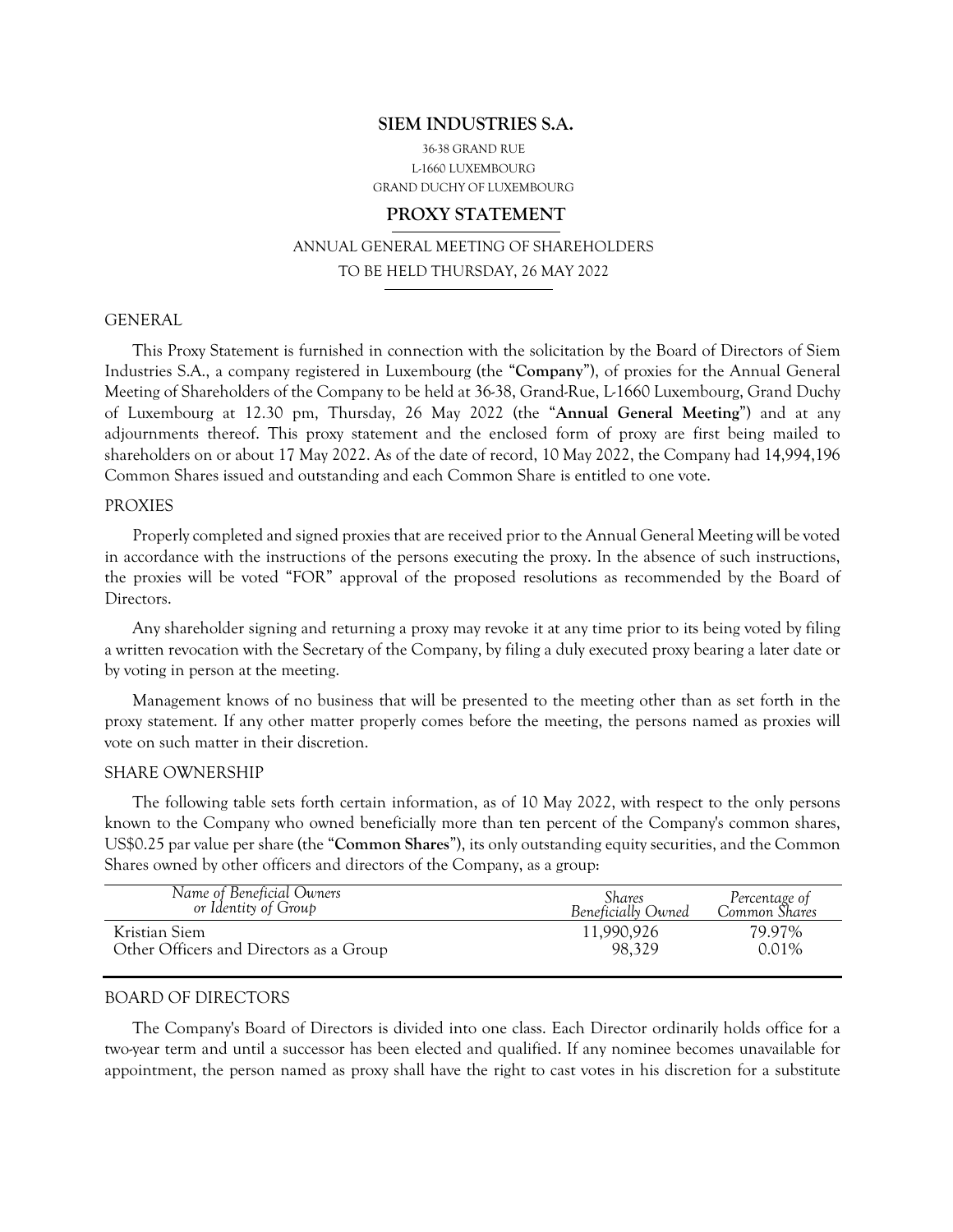# SIEM INDUSTRIES S.A.

36-38 GRAND RUE
L-1660 LUXEMBOURG
GRAND DUCHY OF LUXEMBOURG

## PROXY STATEMENT

ANNUAL GENERAL MEETING OF SHAREHOLDERS
TO BE HELD THURSDAY, 26 MAY 2022

### GENERAL

This Proxy Statement is furnished in connection with the solicitation by the Board of Directors of Siem Industries S.A., a company registered in Luxembourg (the "**Company**"), of proxies for the Annual General Meeting of Shareholders of the Company to be held at 36-38, Grand-Rue, L-1660 Luxembourg, Grand Duchy of Luxembourg at 12.30 pm, Thursday, 26 May 2022 (the "**Annual General Meeting**") and at any adjournments thereof. This proxy statement and the enclosed form of proxy are first being mailed to shareholders on or about 17 May 2022. As of the date of record, 10 May 2022, the Company had 14,994,196 Common Shares issued and outstanding and each Common Share is entitled to one vote.

### PROXIES

Properly completed and signed proxies that are received prior to the Annual General Meeting will be voted in accordance with the instructions of the persons executing the proxy. In the absence of such instructions, the proxies will be voted "FOR" approval of the proposed resolutions as recommended by the Board of Directors.

Any shareholder signing and returning a proxy may revoke it at any time prior to its being voted by filing a written revocation with the Secretary of the Company, by filing a duly executed proxy bearing a later date or by voting in person at the meeting.

Management knows of no business that will be presented to the meeting other than as set forth in the proxy statement. If any other matter properly comes before the meeting, the persons named as proxies will vote on such matter in their discretion.

### SHARE OWNERSHIP

The following table sets forth certain information, as of 10 May 2022, with respect to the only persons known to the Company who owned beneficially more than ten percent of the Company's common shares, US$0.25 par value per share (the "**Common Shares**"), its only outstanding equity securities, and the Common Shares owned by other officers and directors of the Company, as a group:

| *Name of Beneficial Owners or Identity of Group* | *Shares Beneficially Owned* | *Percentage of Common Shares* |
|---|---|---|
| Kristian Siem | 11,990,926 | 79.97% |
| Other Officers and Directors as a Group | 98,329 | 0.01% |

### BOARD OF DIRECTORS

The Company's Board of Directors is divided into one class. Each Director ordinarily holds office for a two-year term and until a successor has been elected and qualified. If any nominee becomes unavailable for appointment, the person named as proxy shall have the right to cast votes in his discretion for a substitute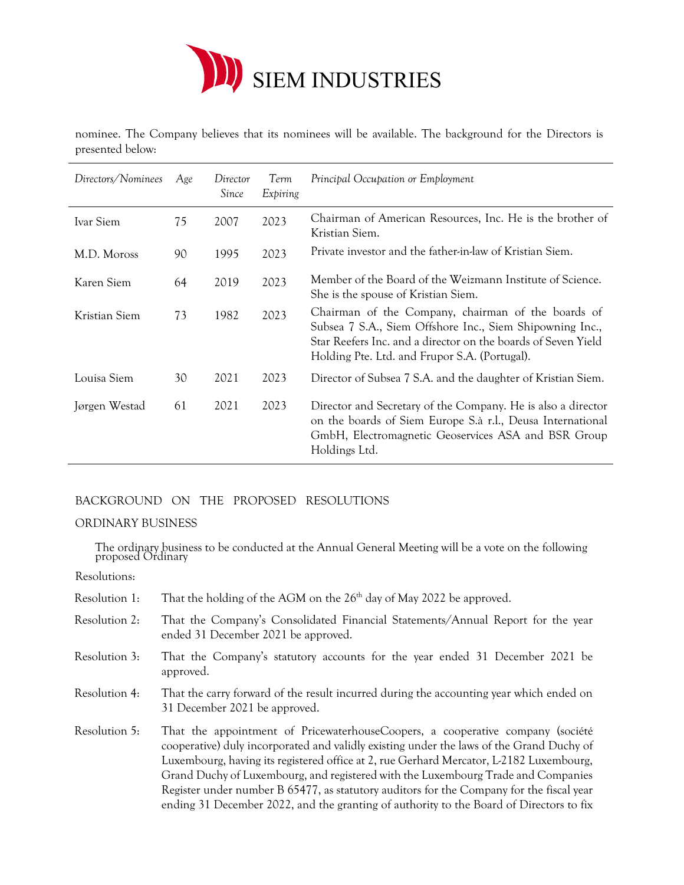nominee. The Company believes that its nominees will be available. The background for the Directors is presented below:

| *Directors/Nominees* | *Age* | *Director Since* | *Term Expiring* | *Principal Occupation or Employment* |
|---|---|---|---|---|
| Ivar Siem | 75 | 2007 | 2023 | Chairman of American Resources, Inc. He is the brother of Kristian Siem. |
| M.D. Moross | 90 | 1995 | 2023 | Private investor and the father-in-law of Kristian Siem. |
| Karen Siem | 64 | 2019 | 2023 | Member of the Board of the Weizmann Institute of Science. She is the spouse of Kristian Siem. |
| Kristian Siem | 73 | 1982 | 2023 | Chairman of the Company, chairman of the boards of Subsea 7 S.A., Siem Offshore Inc., Siem Shipowning Inc., Star Reefers Inc. and a director on the boards of Seven Yield Holding Pte. Ltd. and Frupor S.A. (Portugal). |
| Louisa Siem | 30 | 2021 | 2023 | Director of Subsea 7 S.A. and the daughter of Kristian Siem. |
| Jørgen Westad | 61 | 2021 | 2023 | Director and Secretary of the Company. He is also a director on the boards of Siem Europe S.à r.l., Deusa International GmbH, Electromagnetic Geoservices ASA and BSR Group Holdings Ltd. |

BACKGROUND ON THE PROPOSED RESOLUTIONS

ORDINARY BUSINESS

The ordinary business to be conducted at the Annual General Meeting will be a vote on the following proposed Ordinary Resolutions:

Resolution 1: That the holding of the AGM on the 26th day of May 2022 be approved.

Resolution 2: That the Company's Consolidated Financial Statements/Annual Report for the year ended 31 December 2021 be approved.

Resolution 3: That the Company's statutory accounts for the year ended 31 December 2021 be approved.

Resolution 4: That the carry forward of the result incurred during the accounting year which ended on 31 December 2021 be approved.

Resolution 5: That the appointment of PricewaterhouseCoopers, a cooperative company (société cooperative) duly incorporated and validly existing under the laws of the Grand Duchy of Luxembourg, having its registered office at 2, rue Gerhard Mercator, L-2182 Luxembourg, Grand Duchy of Luxembourg, and registered with the Luxembourg Trade and Companies Register under number B 65477, as statutory auditors for the Company for the fiscal year ending 31 December 2022, and the granting of authority to the Board of Directors to fix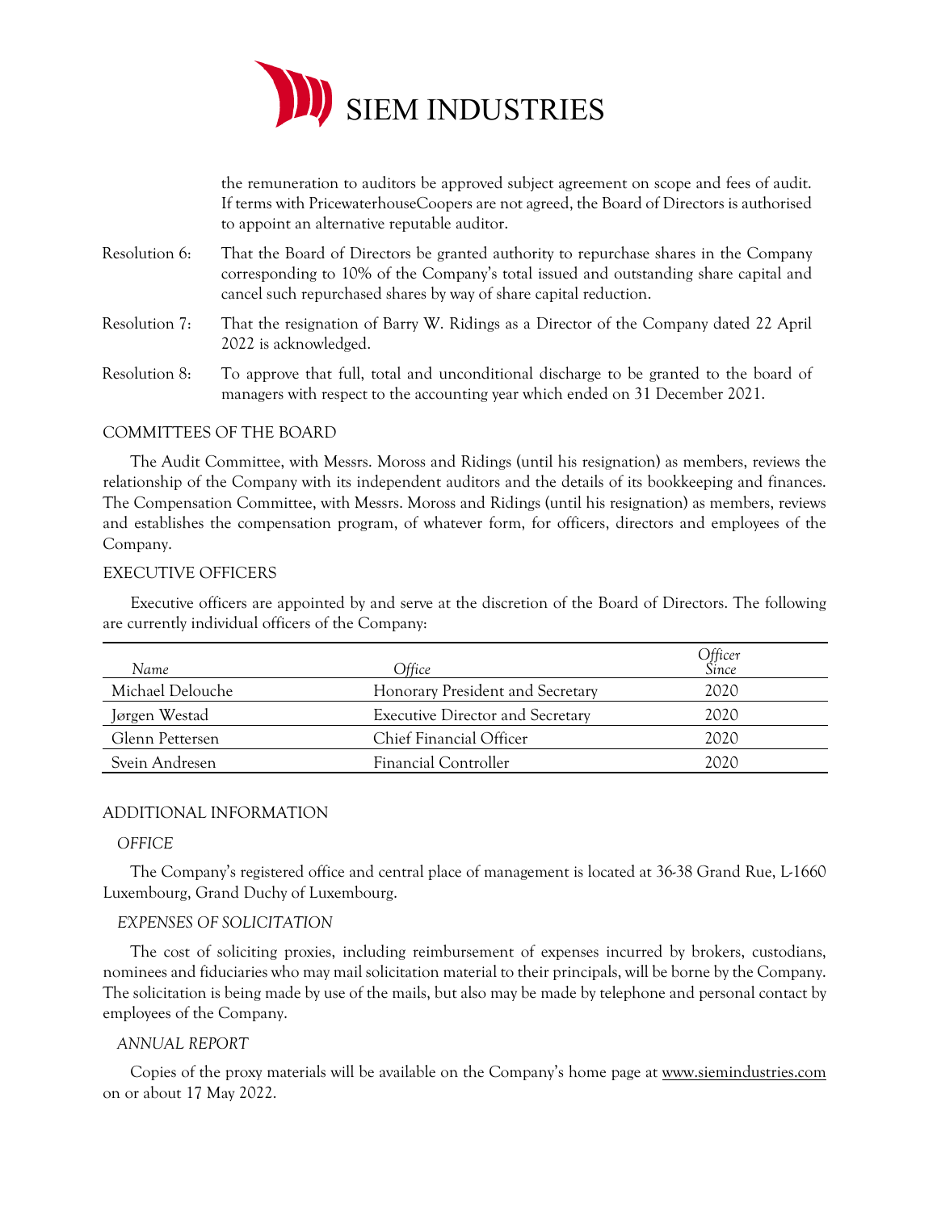the remuneration to auditors be approved subject agreement on scope and fees of audit. If terms with PricewaterhouseCoopers are not agreed, the Board of Directors is authorised to appoint an alternative reputable auditor.

Resolution 6: That the Board of Directors be granted authority to repurchase shares in the Company corresponding to 10% of the Company's total issued and outstanding share capital and cancel such repurchased shares by way of share capital reduction.

Resolution 7: That the resignation of Barry W. Ridings as a Director of the Company dated 22 April 2022 is acknowledged.

Resolution 8: To approve that full, total and unconditional discharge to be granted to the board of managers with respect to the accounting year which ended on 31 December 2021.

## COMMITTEES OF THE BOARD

The Audit Committee, with Messrs. Moross and Ridings (until his resignation) as members, reviews the relationship of the Company with its independent auditors and the details of its bookkeeping and finances. The Compensation Committee, with Messrs. Moross and Ridings (until his resignation) as members, reviews and establishes the compensation program, of whatever form, for officers, directors and employees of the Company.

## EXECUTIVE OFFICERS

Executive officers are appointed by and serve at the discretion of the Board of Directors. The following are currently individual officers of the Company:

| *Name* | *Office* | *Officer Since* |
|---|---|---|
| Michael Delouche | Honorary President and Secretary | 2020 |
| Jørgen Westad | Executive Director and Secretary | 2020 |
| Glenn Pettersen | Chief Financial Officer | 2020 |
| Svein Andresen | Financial Controller | 2020 |

## ADDITIONAL INFORMATION

### *OFFICE*

The Company's registered office and central place of management is located at 36-38 Grand Rue, L-1660 Luxembourg, Grand Duchy of Luxembourg.

### *EXPENSES OF SOLICITATION*

The cost of soliciting proxies, including reimbursement of expenses incurred by brokers, custodians, nominees and fiduciaries who may mail solicitation material to their principals, will be borne by the Company. The solicitation is being made by use of the mails, but also may be made by telephone and personal contact by employees of the Company.

### *ANNUAL REPORT*

Copies of the proxy materials will be available on the Company's home page at www.siemindustries.com on or about 17 May 2022.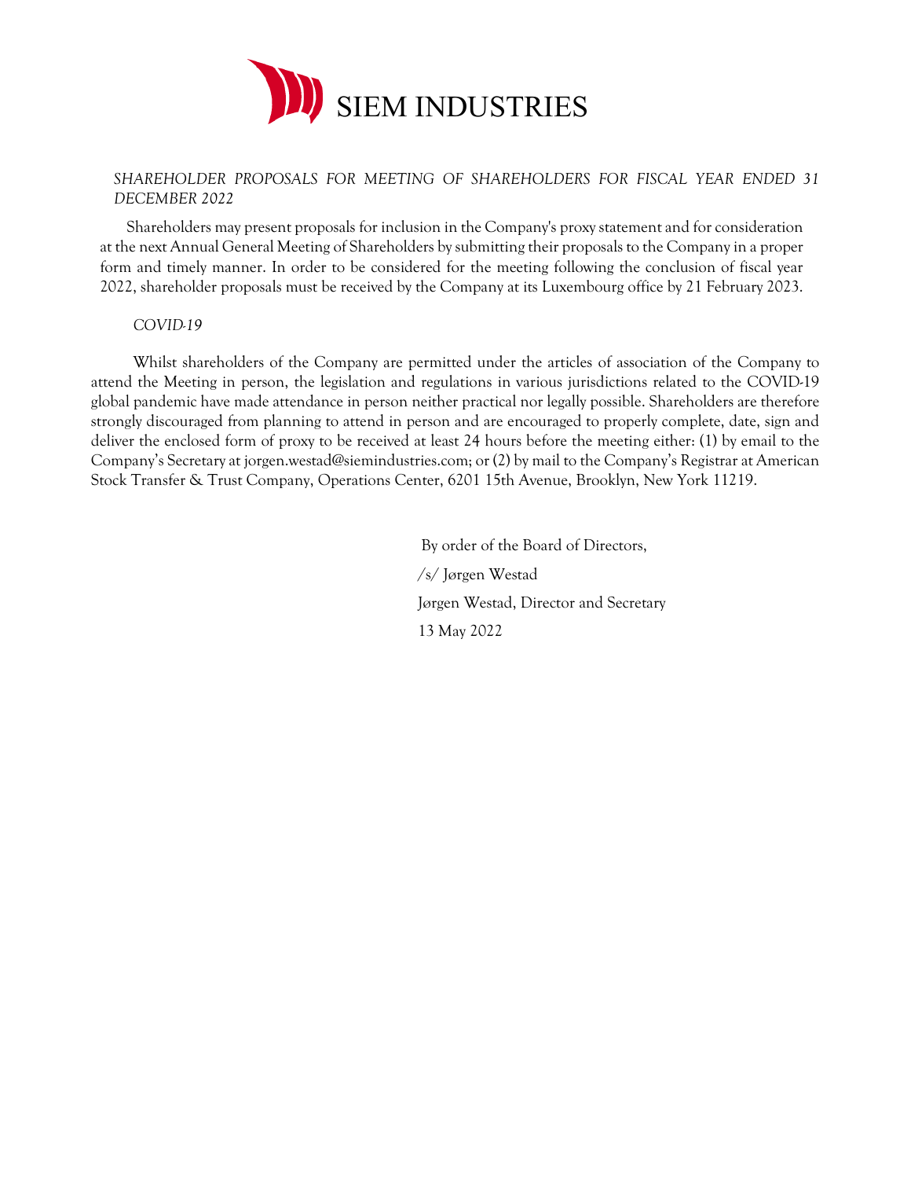SIEM INDUSTRIES

*SHAREHOLDER PROPOSALS FOR MEETING OF SHAREHOLDERS FOR FISCAL YEAR ENDED 31 DECEMBER 2022*

Shareholders may present proposals for inclusion in the Company's proxy statement and for consideration at the next Annual General Meeting of Shareholders by submitting their proposals to the Company in a proper form and timely manner. In order to be considered for the meeting following the conclusion of fiscal year 2022, shareholder proposals must be received by the Company at its Luxembourg office by 21 February 2023.

*COVID-19*

Whilst shareholders of the Company are permitted under the articles of association of the Company to attend the Meeting in person, the legislation and regulations in various jurisdictions related to the COVID-19 global pandemic have made attendance in person neither practical nor legally possible. Shareholders are therefore strongly discouraged from planning to attend in person and are encouraged to properly complete, date, sign and deliver the enclosed form of proxy to be received at least 24 hours before the meeting either: (1) by email to the Company's Secretary at jorgen.westad@siemindustries.com; or (2) by mail to the Company's Registrar at American Stock Transfer & Trust Company, Operations Center, 6201 15th Avenue, Brooklyn, New York 11219.

By order of the Board of Directors,

/s/ Jørgen Westad

Jørgen Westad, Director and Secretary

13 May 2022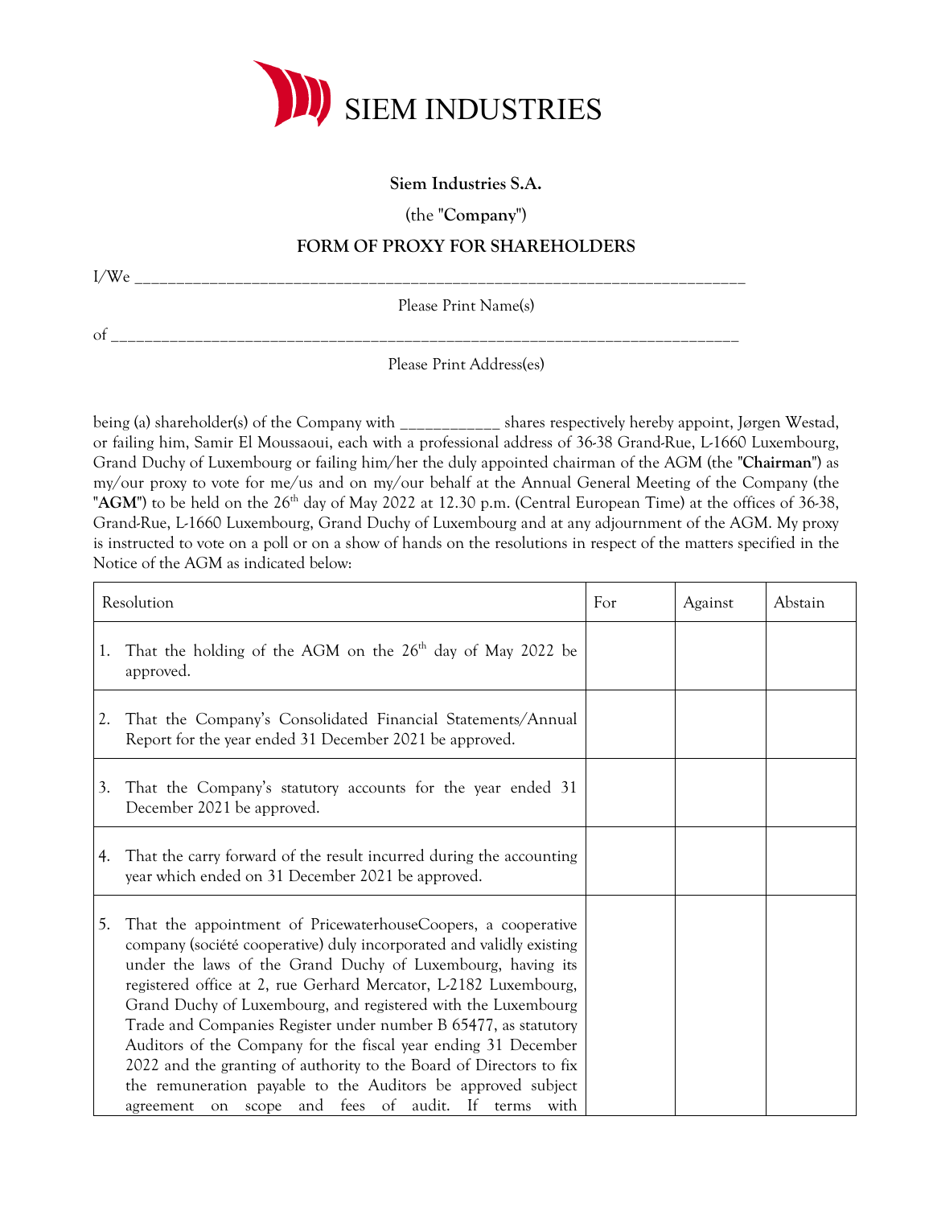SIEM INDUSTRIES

**Siem Industries S.A.**

(the "**Company**")

**FORM OF PROXY FOR SHAREHOLDERS**

I/We ___________________________________________________________________________

Please Print Name(s)

of _____________________________________________________________________________

Please Print Address(es)

being (a) shareholder(s) of the Company with ___________ shares respectively hereby appoint, Jørgen Westad, or failing him, Samir El Moussaoui, each with a professional address of 36-38 Grand-Rue, L-1660 Luxembourg, Grand Duchy of Luxembourg or failing him/her the duly appointed chairman of the AGM (the "**Chairman**") as my/our proxy to vote for me/us and on my/our behalf at the Annual General Meeting of the Company (the "**AGM**") to be held on the 26th day of May 2022 at 12.30 p.m. (Central European Time) at the offices of 36-38, Grand-Rue, L-1660 Luxembourg, Grand Duchy of Luxembourg and at any adjournment of the AGM. My proxy is instructed to vote on a poll or on a show of hands on the resolutions in respect of the matters specified in the Notice of the AGM as indicated below:

| Resolution | For | Against | Abstain |
|---|---|---|---|
| 1. That the holding of the AGM on the 26th day of May 2022 be approved. | | | |
| 2. That the Company's Consolidated Financial Statements/Annual Report for the year ended 31 December 2021 be approved. | | | |
| 3. That the Company's statutory accounts for the year ended 31 December 2021 be approved. | | | |
| 4. That the carry forward of the result incurred during the accounting year which ended on 31 December 2021 be approved. | | | |
| 5. That the appointment of PricewaterhouseCoopers, a cooperative company (société cooperative) duly incorporated and validly existing under the laws of the Grand Duchy of Luxembourg, having its registered office at 2, rue Gerhard Mercator, L-2182 Luxembourg, Grand Duchy of Luxembourg, and registered with the Luxembourg Trade and Companies Register under number B 65477, as statutory Auditors of the Company for the fiscal year ending 31 December 2022 and the granting of authority to the Board of Directors to fix the remuneration payable to the Auditors be approved subject agreement on scope and fees of audit. If terms with | | | |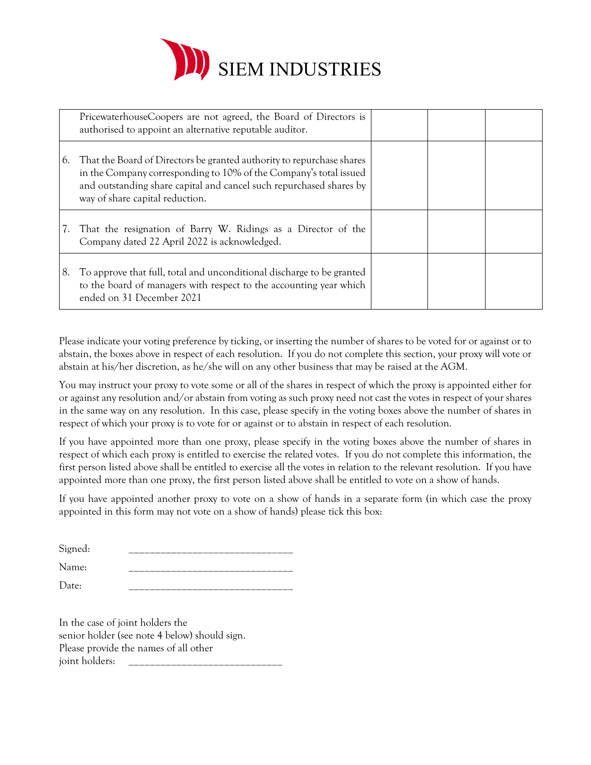SIEM INDUSTRIES

| | | | |
|---|---|---|---|
| PricewaterhouseCoopers are not agreed, the Board of Directors is authorised to appoint an alternative reputable auditor. | | | |
| 6. That the Board of Directors be granted authority to repurchase shares in the Company corresponding to 10% of the Company's total issued and outstanding share capital and cancel such repurchased shares by way of share capital reduction. | | | |
| 7. That the resignation of Barry W. Ridings as a Director of the Company dated 22 April 2022 is acknowledged. | | | |
| 8. To approve that full, total and unconditional discharge to be granted to the board of managers with respect to the accounting year which ended on 31 December 2021 | | | |

Please indicate your voting preference by ticking, or inserting the number of shares to be voted for or against or to abstain, the boxes above in respect of each resolution. If you do not complete this section, your proxy will vote or abstain at his/her discretion, as he/she will on any other business that may be raised at the AGM.

You may instruct your proxy to vote some or all of the shares in respect of which the proxy is appointed either for or against any resolution and/or abstain from voting as such proxy need not cast the votes in respect of your shares in the same way on any resolution. In this case, please specify in the voting boxes above the number of shares in respect of which your proxy is to vote for or against or to abstain in respect of each resolution.

If you have appointed more than one proxy, please specify in the voting boxes above the number of shares in respect of which each proxy is entitled to exercise the related votes. If you do not complete this information, the first person listed above shall be entitled to exercise all the votes in relation to the relevant resolution. If you have appointed more than one proxy, the first person listed above shall be entitled to vote on a show of hands.

If you have appointed another proxy to vote on a show of hands in a separate form (in which case the proxy appointed in this form may not vote on a show of hands) please tick this box:

Signed: ______________________________

Name: ______________________________

Date: ______________________________

In the case of joint holders the senior holder (see note 4 below) should sign. Please provide the names of all other joint holders: ______________________________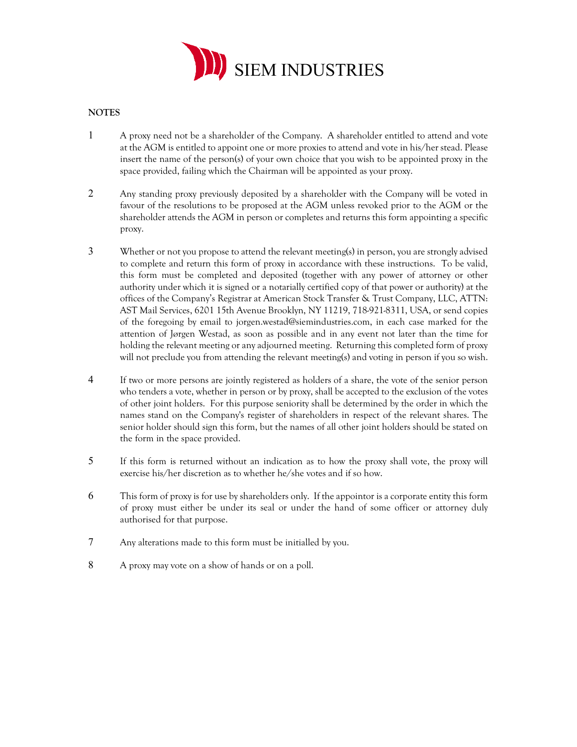SIEM INDUSTRIES

**NOTES**

1. A proxy need not be a shareholder of the Company. A shareholder entitled to attend and vote at the AGM is entitled to appoint one or more proxies to attend and vote in his/her stead. Please insert the name of the person(s) of your own choice that you wish to be appointed proxy in the space provided, failing which the Chairman will be appointed as your proxy.

2. Any standing proxy previously deposited by a shareholder with the Company will be voted in favour of the resolutions to be proposed at the AGM unless revoked prior to the AGM or the shareholder attends the AGM in person or completes and returns this form appointing a specific proxy.

3. Whether or not you propose to attend the relevant meeting(s) in person, you are strongly advised to complete and return this form of proxy in accordance with these instructions. To be valid, this form must be completed and deposited (together with any power of attorney or other authority under which it is signed or a notarially certified copy of that power or authority) at the offices of the Company's Registrar at American Stock Transfer & Trust Company, LLC, ATTN: AST Mail Services, 6201 15th Avenue Brooklyn, NY 11219, 718-921-8311, USA, or send copies of the foregoing by email to jorgen.westad@siemindustries.com, in each case marked for the attention of Jørgen Westad, as soon as possible and in any event not later than the time for holding the relevant meeting or any adjourned meeting. Returning this completed form of proxy will not preclude you from attending the relevant meeting(s) and voting in person if you so wish.

4. If two or more persons are jointly registered as holders of a share, the vote of the senior person who tenders a vote, whether in person or by proxy, shall be accepted to the exclusion of the votes of other joint holders. For this purpose seniority shall be determined by the order in which the names stand on the Company's register of shareholders in respect of the relevant shares. The senior holder should sign this form, but the names of all other joint holders should be stated on the form in the space provided.

5. If this form is returned without an indication as to how the proxy shall vote, the proxy will exercise his/her discretion as to whether he/she votes and if so how.

6. This form of proxy is for use by shareholders only. If the appointor is a corporate entity this form of proxy must either be under its seal or under the hand of some officer or attorney duly authorised for that purpose.

7. Any alterations made to this form must be initialled by you.

8. A proxy may vote on a show of hands or on a poll.